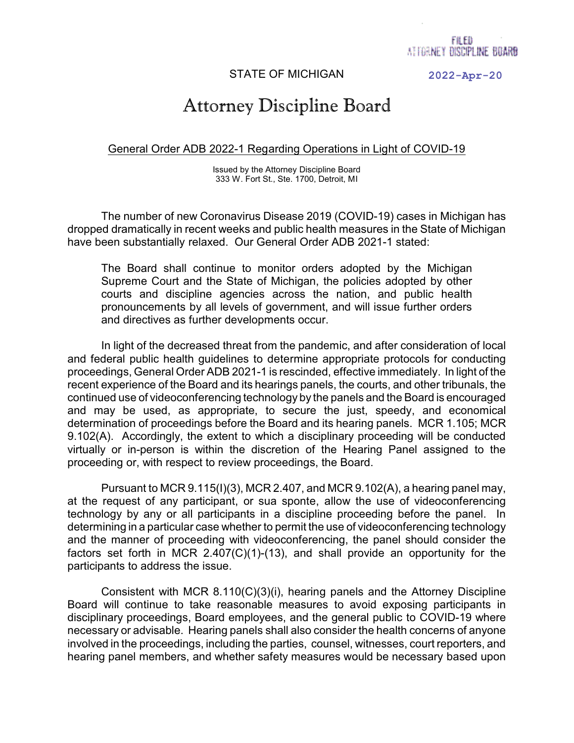FILED
ATTORNEY DISCIPLINE BOARD

STATE OF MICHIGAN

2022-Apr-20

# Attorney Discipline Board

## General Order ADB 2022-1 Regarding Operations in Light of COVID-19

Issued by the Attorney Discipline Board
333 W. Fort St., Ste. 1700, Detroit, MI

The number of new Coronavirus Disease 2019 (COVID-19) cases in Michigan has dropped dramatically in recent weeks and public health measures in the State of Michigan have been substantially relaxed. Our General Order ADB 2021-1 stated:

> The Board shall continue to monitor orders adopted by the Michigan Supreme Court and the State of Michigan, the policies adopted by other courts and discipline agencies across the nation, and public health pronouncements by all levels of government, and will issue further orders and directives as further developments occur.

In light of the decreased threat from the pandemic, and after consideration of local and federal public health guidelines to determine appropriate protocols for conducting proceedings, General Order ADB 2021-1 is rescinded, effective immediately. In light of the recent experience of the Board and its hearings panels, the courts, and other tribunals, the continued use of videoconferencing technology by the panels and the Board is encouraged and may be used, as appropriate, to secure the just, speedy, and economical determination of proceedings before the Board and its hearing panels. MCR 1.105; MCR 9.102(A). Accordingly, the extent to which a disciplinary proceeding will be conducted virtually or in-person is within the discretion of the Hearing Panel assigned to the proceeding or, with respect to review proceedings, the Board.

Pursuant to MCR 9.115(I)(3), MCR 2.407, and MCR 9.102(A), a hearing panel may, at the request of any participant, or sua sponte, allow the use of videoconferencing technology by any or all participants in a discipline proceeding before the panel. In determining in a particular case whether to permit the use of videoconferencing technology and the manner of proceeding with videoconferencing, the panel should consider the factors set forth in MCR 2.407(C)(1)-(13), and shall provide an opportunity for the participants to address the issue.

Consistent with MCR 8.110(C)(3)(i), hearing panels and the Attorney Discipline Board will continue to take reasonable measures to avoid exposing participants in disciplinary proceedings, Board employees, and the general public to COVID-19 where necessary or advisable. Hearing panels shall also consider the health concerns of anyone involved in the proceedings, including the parties, counsel, witnesses, court reporters, and hearing panel members, and whether safety measures would be necessary based upon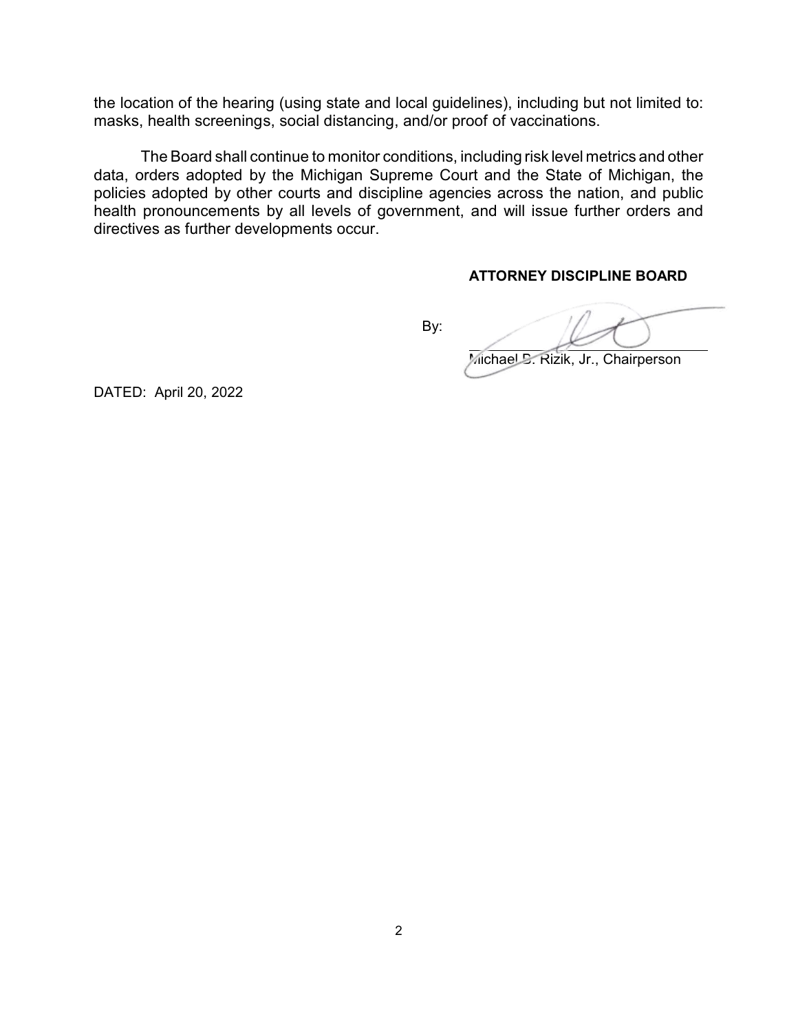the location of the hearing (using state and local guidelines), including but not limited to: masks, health screenings, social distancing, and/or proof of vaccinations.

The Board shall continue to monitor conditions, including risk level metrics and other data, orders adopted by the Michigan Supreme Court and the State of Michigan, the policies adopted by other courts and discipline agencies across the nation, and public health pronouncements by all levels of government, and will issue further orders and directives as further developments occur.

**ATTORNEY DISCIPLINE BOARD**

By: ______________________________

Michael B. Rizik, Jr., Chairperson

DATED: April 20, 2022